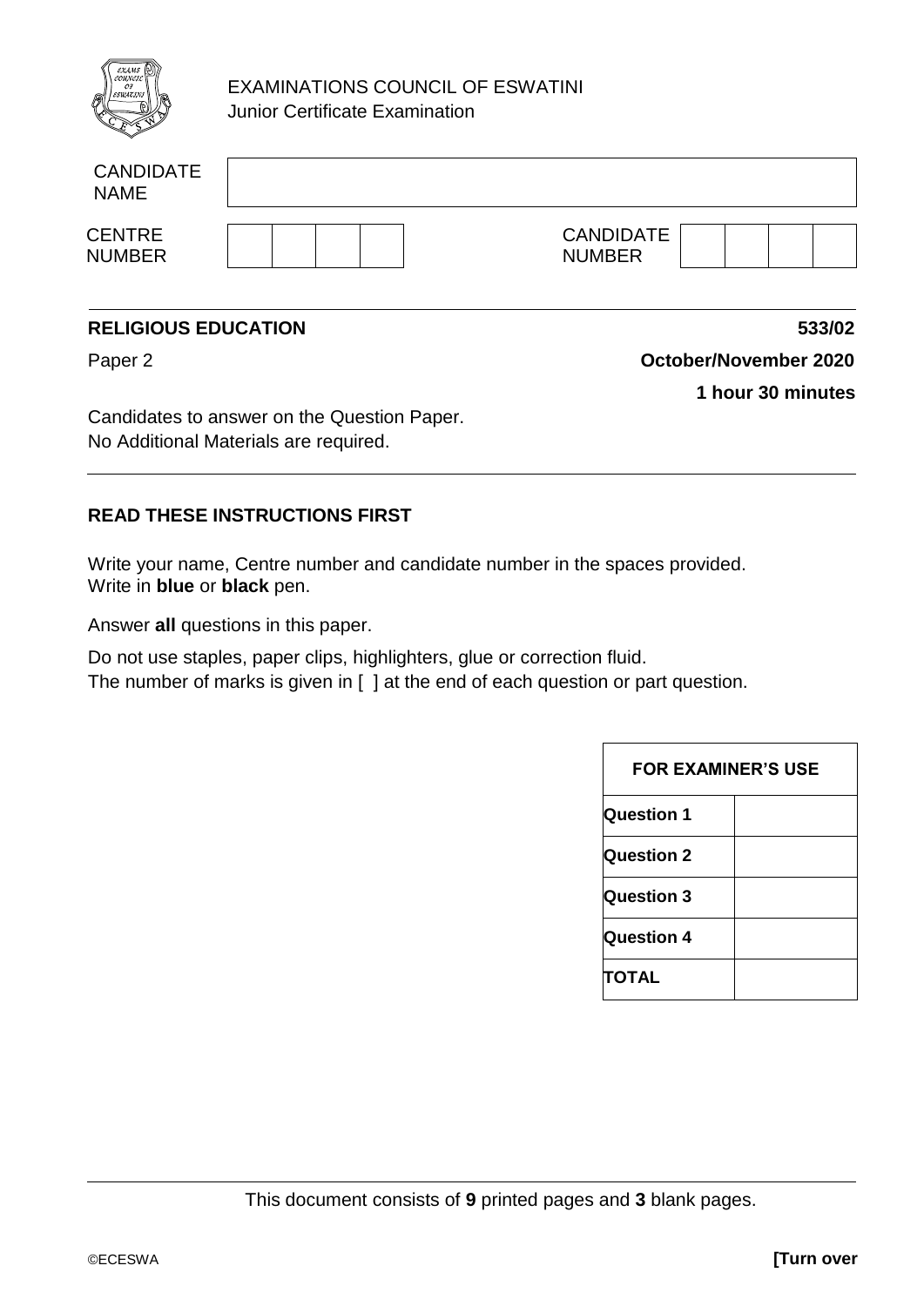EXAMINATIONS COUNCIL OF ESWATINI
Junior Certificate Examination

| CANDIDATE NAME | |
|---|---|

| CENTRE NUMBER | | | | | CANDIDATE NUMBER | | | | |
|---|---|---|---|---|---|---|---|---|---|

**RELIGIOUS EDUCATION** **533/02**

Paper 2 **October/November 2020**

**1 hour 30 minutes**

Candidates to answer on the Question Paper.
No Additional Materials are required.

**READ THESE INSTRUCTIONS FIRST**

Write your name, Centre number and candidate number in the spaces provided.
Write in **blue** or **black** pen.

Answer **all** questions in this paper.

Do not use staples, paper clips, highlighters, glue or correction fluid.
The number of marks is given in [ ] at the end of each question or part question.

| FOR EXAMINER'S USE | |
|---|---|
| Question 1 | |
| Question 2 | |
| Question 3 | |
| Question 4 | |
| TOTAL | |

This document consists of **9** printed pages and **3** blank pages.

©ECESWA **[Turn over**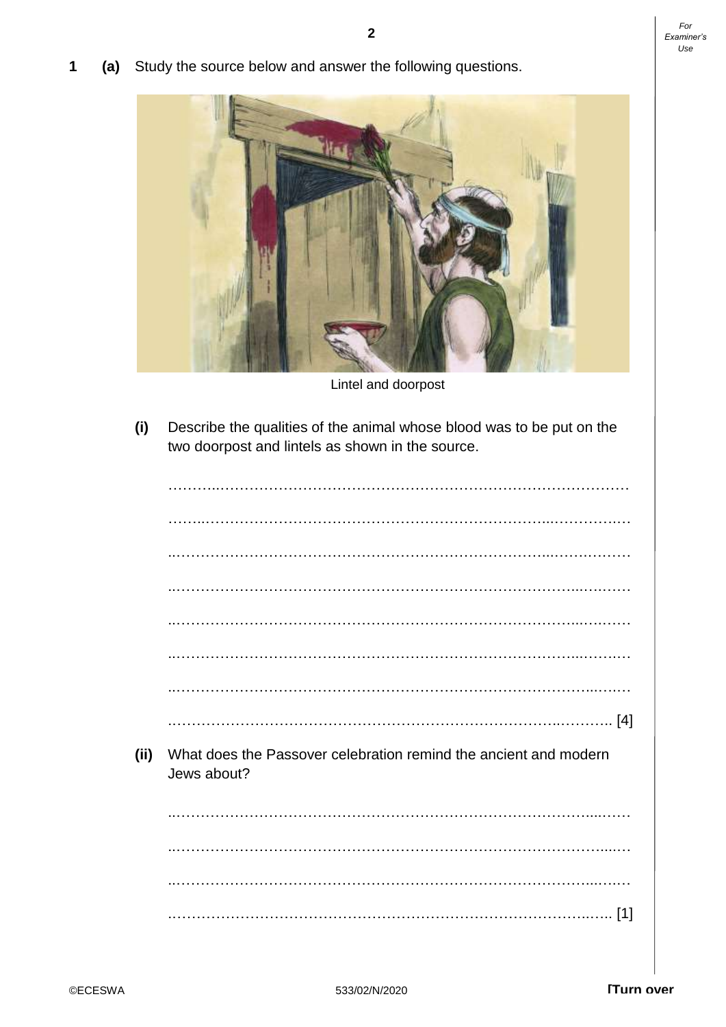**1** **(a)** Study the source below and answer the following questions.

Lintel and doorpost

**(i)** Describe the qualities of the animal whose blood was to be put on the two doorpost and lintels as shown in the source.

……………………………………………………………………………………………

……………………………………………………………………………………………

……………………………………………………………………………………………

……………………………………………………………………………………………

……………………………………………………………………………………………

……………………………………………………………………………………………

……………………………………………………………………………………………

…………………………………………………………………………………………… [4]

**(ii)** What does the Passover celebration remind the ancient and modern Jews about?

……………………………………………………………………………………………

……………………………………………………………………………………………

……………………………………………………………………………………………

…………………………………………………………………………………………… [1]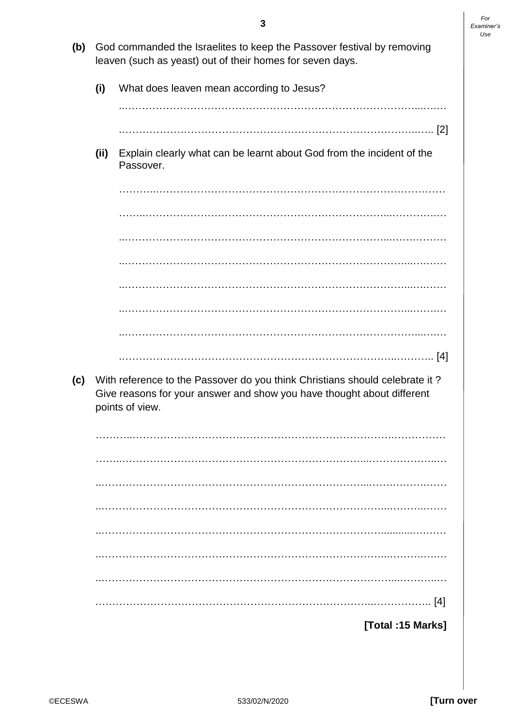**(b)** God commanded the Israelites to keep the Passover festival by removing leaven (such as yeast) out of their homes for seven days.

**(i)** What does leaven mean according to Jesus?

.............................................................................................................

............................................................................................................. [2]

**(ii)** Explain clearly what can be learnt about God from the incident of the Passover.

.............................................................................................................

.............................................................................................................

.............................................................................................................

.............................................................................................................

.............................................................................................................

.............................................................................................................

.............................................................................................................

............................................................................................................. [4]

**(c)** With reference to the Passover do you think Christians should celebrate it ? Give reasons for your answer and show you have thought about different points of view.

.............................................................................................................

.............................................................................................................

.............................................................................................................

.............................................................................................................

.............................................................................................................

.............................................................................................................

.............................................................................................................

............................................................................................................. [4]

**[Total :15 Marks]**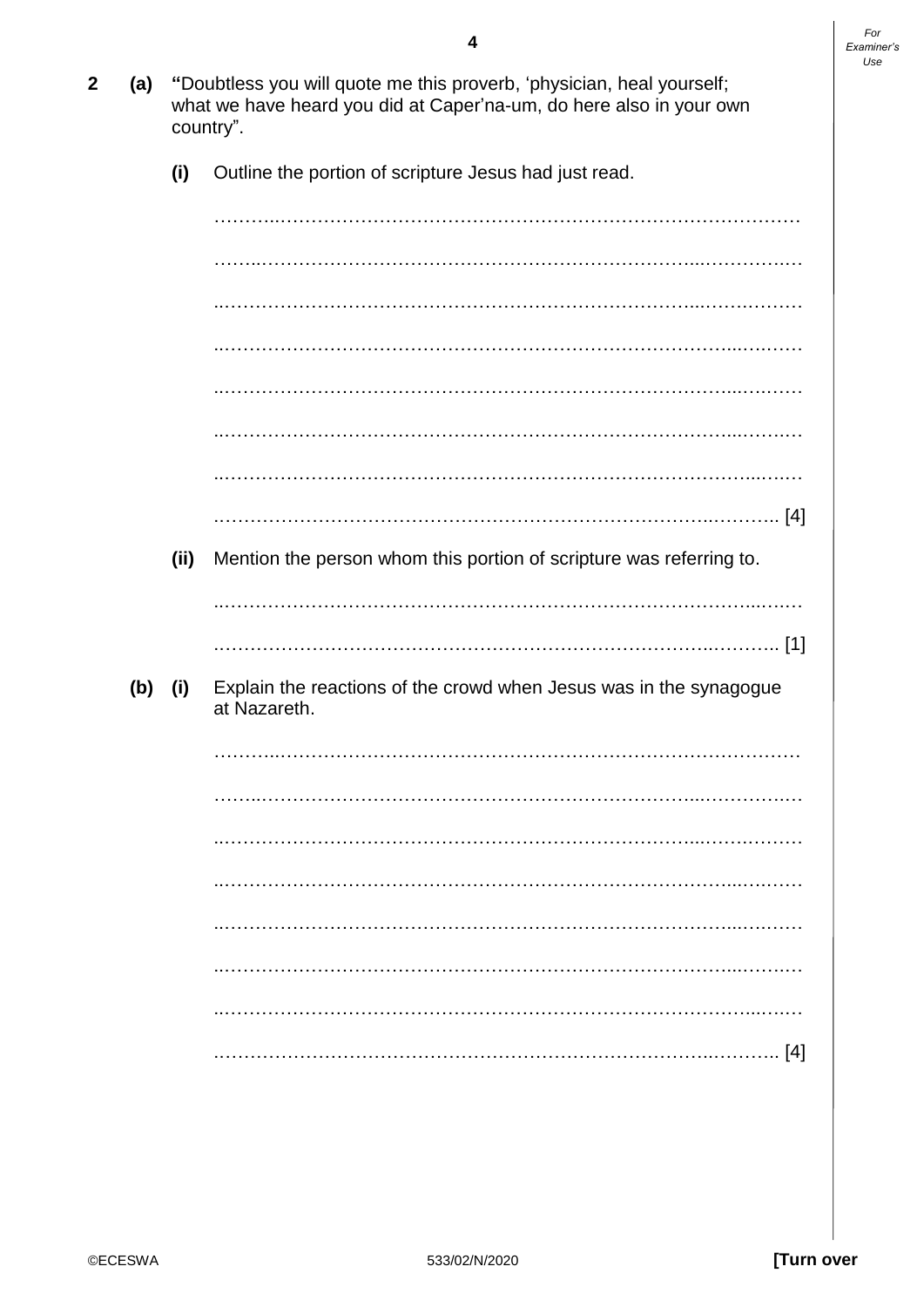**2** **(a)** **"**Doubtless you will quote me this proverb, 'physician, heal yourself; what we have heard you did at Caper'na-um, do here also in your own country".

**(i)** Outline the portion of scripture Jesus had just read.

……………………………………………………………………………………………

……………………………………………………………………………………………

……………………………………………………………………………………………

……………………………………………………………………………………………

……………………………………………………………………………………………

……………………………………………………………………………………………

……………………………………………………………………………………………

…………………………………………………………………………………………… [4]

**(ii)** Mention the person whom this portion of scripture was referring to.

……………………………………………………………………………………………

…………………………………………………………………………………………… [1]

**(b)** **(i)** Explain the reactions of the crowd when Jesus was in the synagogue at Nazareth.

……………………………………………………………………………………………

……………………………………………………………………………………………

……………………………………………………………………………………………

……………………………………………………………………………………………

……………………………………………………………………………………………

……………………………………………………………………………………………

……………………………………………………………………………………………

…………………………………………………………………………………………… [4]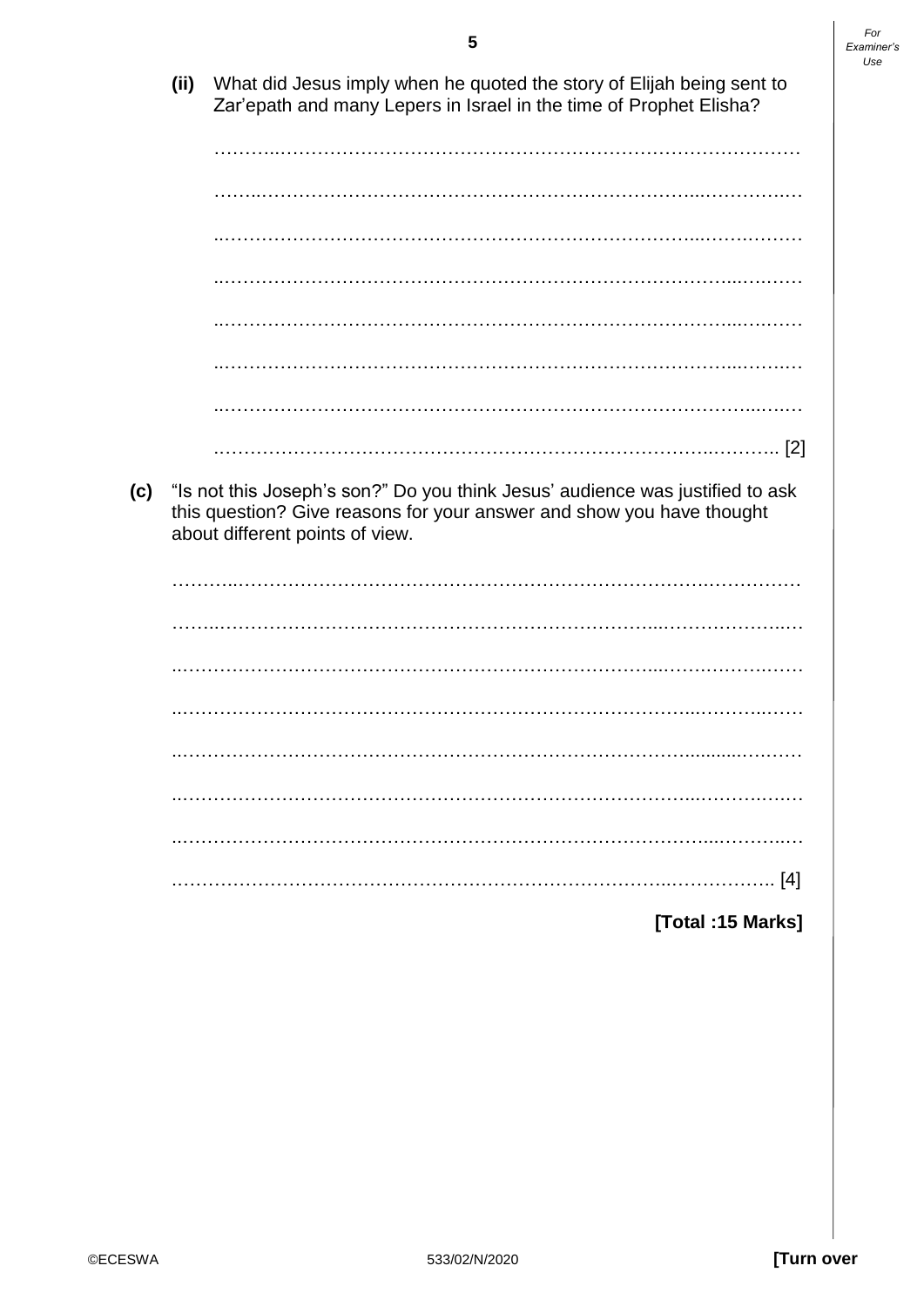**(ii)** What did Jesus imply when he quoted the story of Elijah being sent to Zar'epath and many Lepers in Israel in the time of Prophet Elisha?

…………………………………………………………………………………………

…………………………………………………………………………………………

…………………………………………………………………………………………

…………………………………………………………………………………………

…………………………………………………………………………………………

…………………………………………………………………………………………

…………………………………………………………………………………………

………………………………………………………………………………………… [2]

**(c)** "Is not this Joseph's son?" Do you think Jesus' audience was justified to ask this question? Give reasons for your answer and show you have thought about different points of view.

…………………………………………………………………………………………

…………………………………………………………………………………………

…………………………………………………………………………………………

…………………………………………………………………………………………

…………………………………………………………………………………………

…………………………………………………………………………………………

…………………………………………………………………………………………

………………………………………………………………………………………… [4]

**[Total :15 Marks]**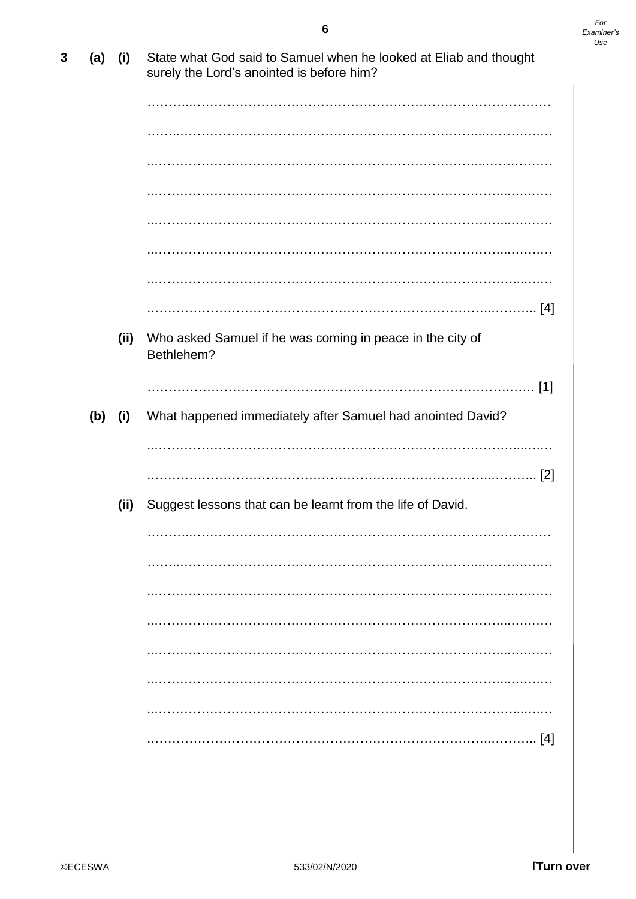**3 (a) (i)** State what God said to Samuel when he looked at Eliab and thought surely the Lord's anointed is before him?

……………………………………………………………………………………………

……………………………………………………………………………………………

……………………………………………………………………………………………

……………………………………………………………………………………………

……………………………………………………………………………………………

……………………………………………………………………………………………

……………………………………………………………………………………………

…………………………………………………………………………………………… [4]

**(ii)** Who asked Samuel if he was coming in peace in the city of Bethlehem?

…………………………………………………………………………………………… [1]

**(b) (i)** What happened immediately after Samuel had anointed David?

……………………………………………………………………………………………

…………………………………………………………………………………………… [2]

**(ii)** Suggest lessons that can be learnt from the life of David.

……………………………………………………………………………………………

……………………………………………………………………………………………

……………………………………………………………………………………………

……………………………………………………………………………………………

……………………………………………………………………………………………

……………………………………………………………………………………………

……………………………………………………………………………………………

…………………………………………………………………………………………… [4]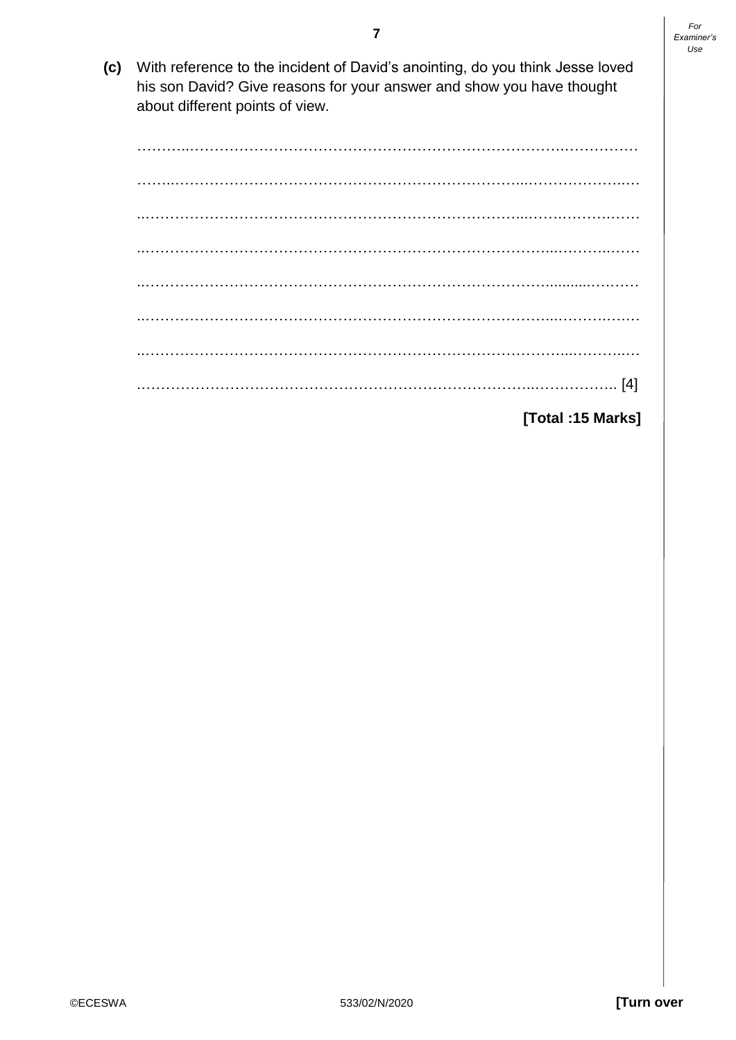**(c)** With reference to the incident of David's anointing, do you think Jesse loved his son David? Give reasons for your answer and show you have thought about different points of view.

………………………………………………………………………………………………

………………………………………………………………………………………………

………………………………………………………………………………………………

………………………………………………………………………………………………

………………………………………………………………………………………………

………………………………………………………………………………………………

………………………………………………………………………………………………

……………………………………………………………………………………………… [4]

**[Total :15 Marks]**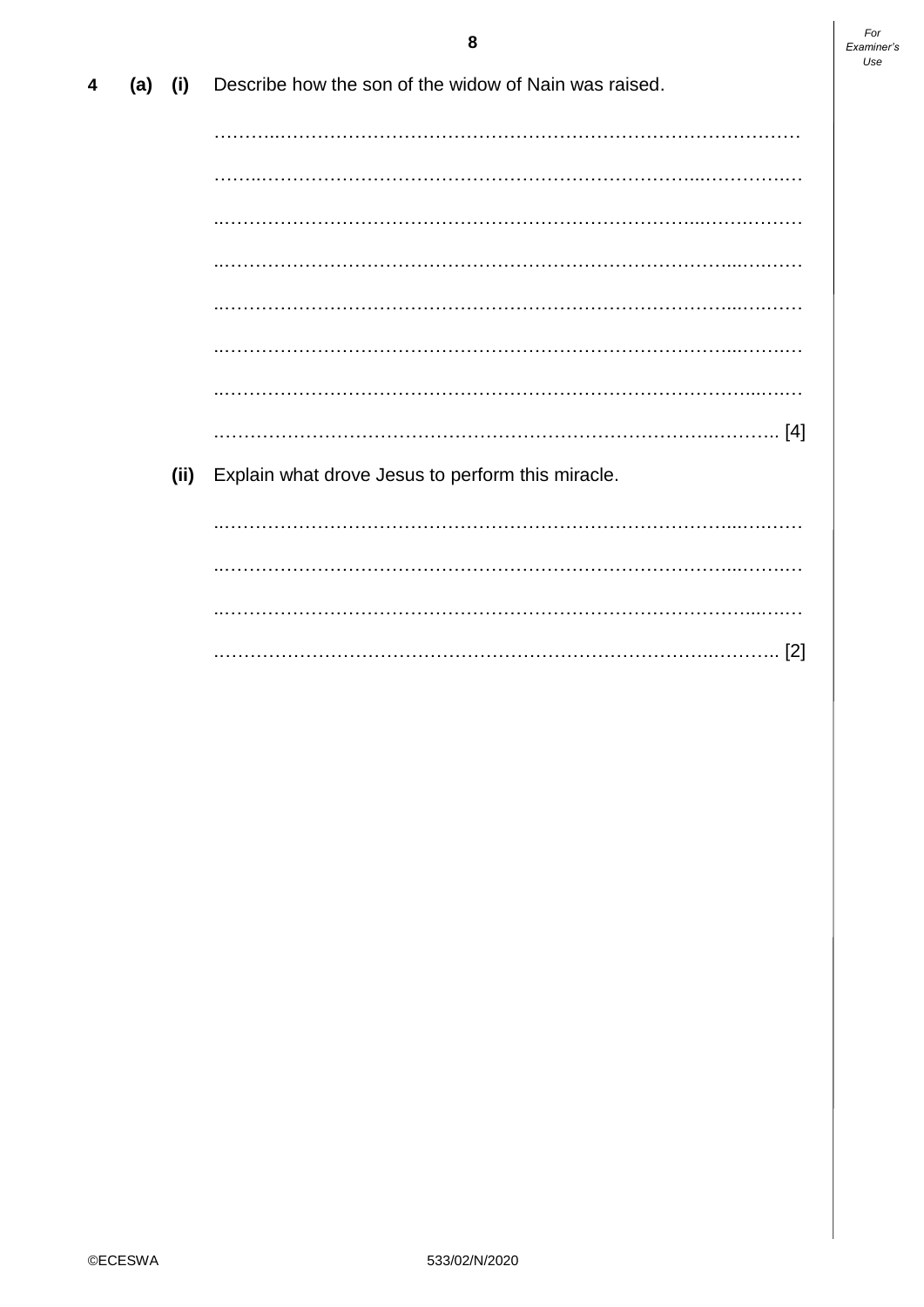**4 (a) (i)** Describe how the son of the widow of Nain was raised.

…………………………………………………………………………………………

…………………………………………………………………………………………

…………………………………………………………………………………………

…………………………………………………………………………………………

…………………………………………………………………………………………

…………………………………………………………………………………………

…………………………………………………………………………………………

………………………………………………………………………………………… [4]

**(ii)** Explain what drove Jesus to perform this miracle.

…………………………………………………………………………………………

…………………………………………………………………………………………

…………………………………………………………………………………………

………………………………………………………………………………………… [2]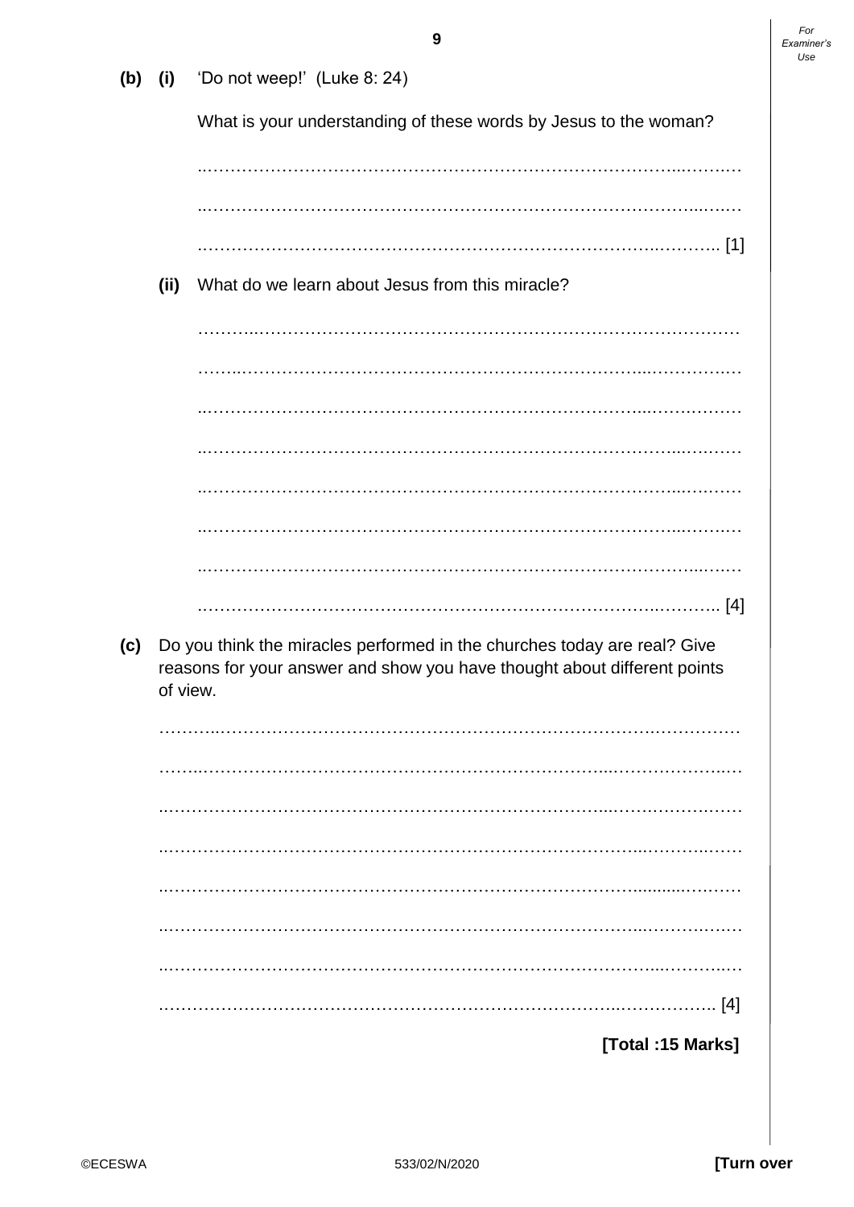**(b) (i)** 'Do not weep!' (Luke 8: 24)

What is your understanding of these words by Jesus to the woman?

……………………………………………………………………………………………

……………………………………………………………………………………………

…………………………………………………………………………………………… [1]

**(ii)** What do we learn about Jesus from this miracle?

……………………………………………………………………………………………

……………………………………………………………………………………………

……………………………………………………………………………………………

……………………………………………………………………………………………

……………………………………………………………………………………………

……………………………………………………………………………………………

……………………………………………………………………………………………

…………………………………………………………………………………………… [4]

**(c)** Do you think the miracles performed in the churches today are real? Give reasons for your answer and show you have thought about different points of view.

……………………………………………………………………………………………

……………………………………………………………………………………………

……………………………………………………………………………………………

……………………………………………………………………………………………

……………………………………………………………………………………………

……………………………………………………………………………………………

……………………………………………………………………………………………

…………………………………………………………………………………………… [4]

**[Total :15 Marks]**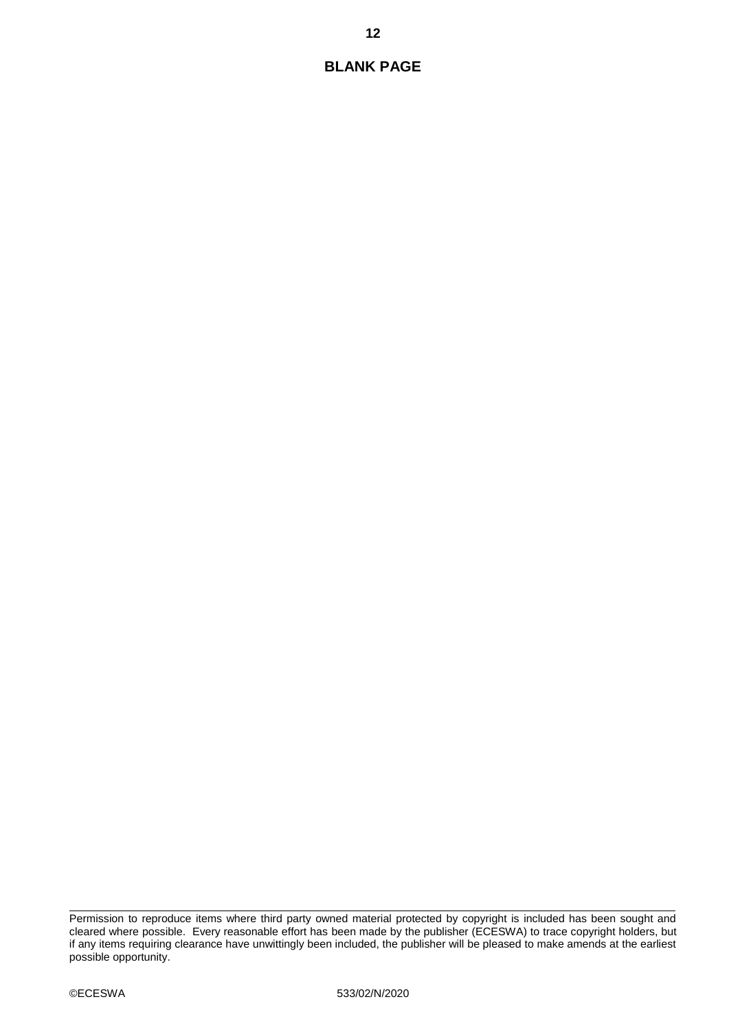**BLANK PAGE**

Permission to reproduce items where third party owned material protected by copyright is included has been sought and cleared where possible. Every reasonable effort has been made by the publisher (ECESWA) to trace copyright holders, but if any items requiring clearance have unwittingly been included, the publisher will be pleased to make amends at the earliest possible opportunity.